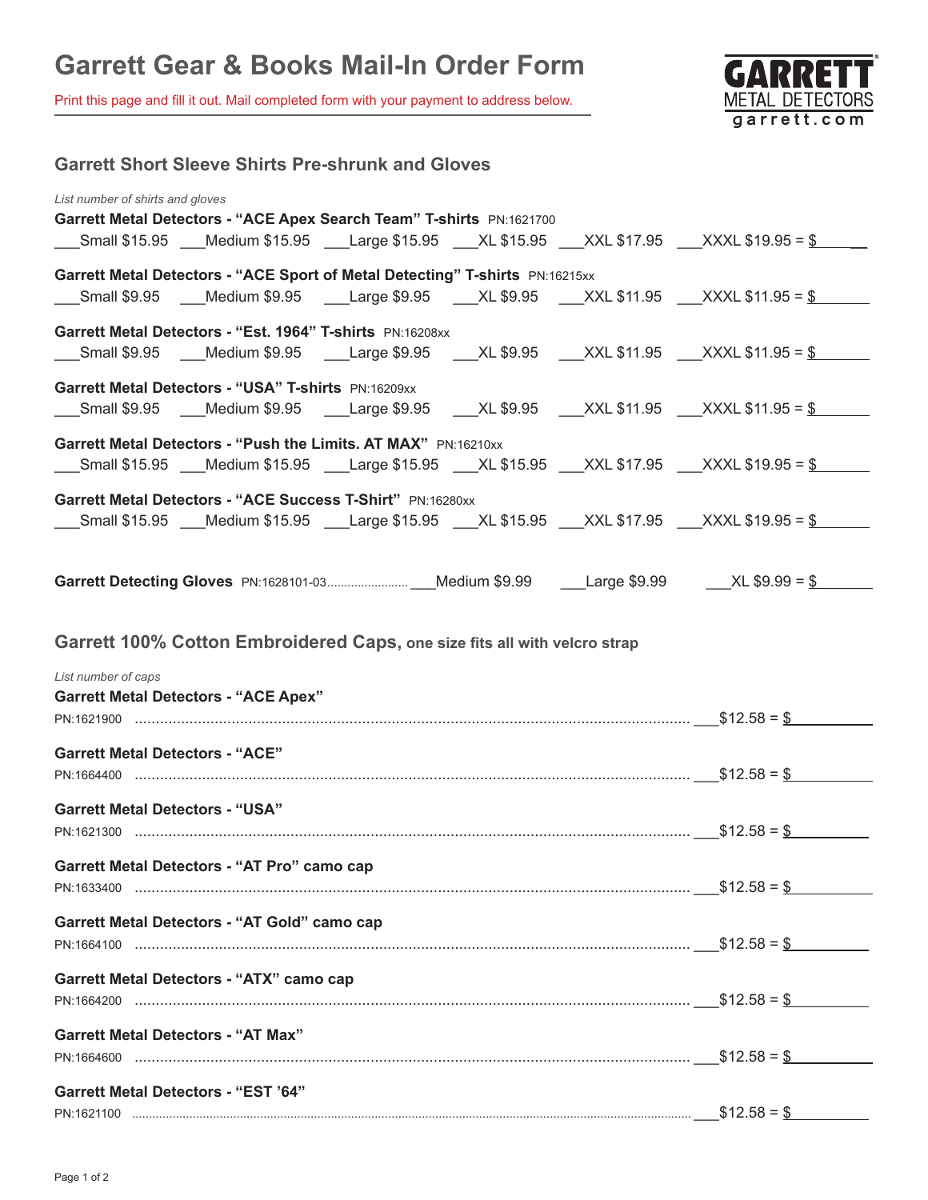# Garrett Gear & Books Mail-In Order Form

Print this page and fill it out. Mail completed form with your payment to address below.

GARRETT METAL DETECTORS garrett.com

## Garrett Short Sleeve Shirts Pre-shrunk and Gloves

*List number of shirts and gloves*

**Garrett Metal Detectors - "ACE Apex Search Team" T-shirts** PN:1621700
___Small $15.95 ___Medium $15.95 ___Large $15.95 ___XL $15.95 ___XXL $17.95 ___XXXL $19.95 = $______

**Garrett Metal Detectors - "ACE Sport of Metal Detecting" T-shirts** PN:16215xx
___Small $9.95 ___Medium $9.95 ___Large $9.95 ___XL $9.95 ___XXL $11.95 ___XXXL $11.95 = $______

**Garrett Metal Detectors - "Est. 1964" T-shirts** PN:16208xx
___Small $9.95 ___Medium $9.95 ___Large $9.95 ___XL $9.95 ___XXL $11.95 ___XXXL $11.95 = $______

**Garrett Metal Detectors - "USA" T-shirts** PN:16209xx
___Small $9.95 ___Medium $9.95 ___Large $9.95 ___XL $9.95 ___XXL $11.95 ___XXXL $11.95 = $______

**Garrett Metal Detectors - "Push the Limits. AT MAX"** PN:16210xx
___Small $15.95 ___Medium $15.95 ___Large $15.95 ___XL $15.95 ___XXL $17.95 ___XXXL $19.95 = $______

**Garrett Metal Detectors - "ACE Success T-Shirt"** PN:16280xx
___Small $15.95 ___Medium $15.95 ___Large $15.95 ___XL $15.95 ___XXL $17.95 ___XXXL $19.95 = $______

**Garrett Detecting Gloves** PN:1628101-03........................ ___Medium $9.99 ___Large $9.99 ___XL $9.99 = $______

## Garrett 100% Cotton Embroidered Caps, one size fits all with velcro strap

*List number of caps*

**Garrett Metal Detectors - "ACE Apex"**
PN:1621900 ........................................ ___$12.58 = $______

**Garrett Metal Detectors - "ACE"**
PN:1664400 ........................................ ___$12.58 = $______

**Garrett Metal Detectors - "USA"**
PN:1621300 ........................................ ___$12.58 = $______

**Garrett Metal Detectors - "AT Pro" camo cap**
PN:1633400 ........................................ ___$12.58 = $______

**Garrett Metal Detectors - "AT Gold" camo cap**
PN:1664100 ........................................ ___$12.58 = $______

**Garrett Metal Detectors - "ATX" camo cap**
PN:1664200 ........................................ ___$12.58 = $______

**Garrett Metal Detectors - "AT Max"**
PN:1664600 ........................................ ___$12.58 = $______

**Garrett Metal Detectors - "EST '64"**
PN:1621100 ........................................ ___$12.58 = $______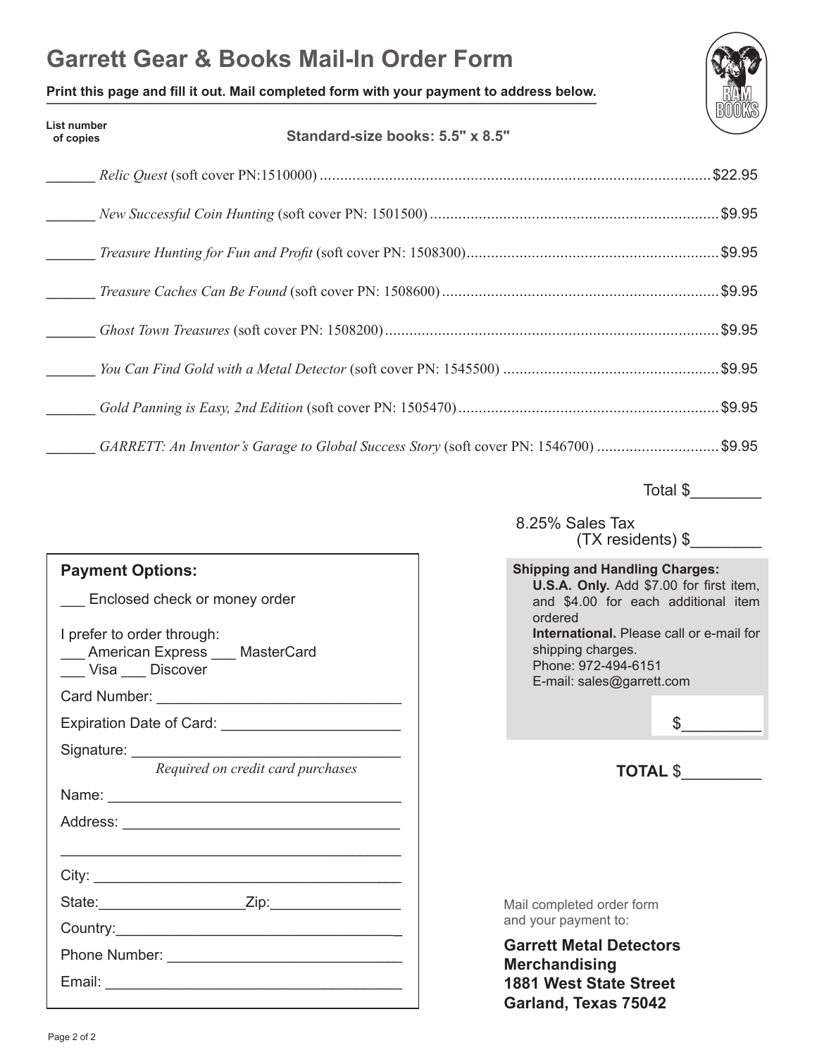# Garrett Gear & Books Mail-In Order Form

**Print this page and fill it out. Mail completed form with your payment to address below.**

RAM BOOKS

| List number of copies | Standard-size books: 5.5" x 8.5" | |
|---|---|---|
| ______ | *Relic Quest* (soft cover PN:1510000) | $22.95 |
| ______ | *New Successful Coin Hunting* (soft cover PN: 1501500) | $9.95 |
| ______ | *Treasure Hunting for Fun and Profit* (soft cover PN: 1508300) | $9.95 |
| ______ | *Treasure Caches Can Be Found* (soft cover PN: 1508600) | $9.95 |
| ______ | *Ghost Town Treasures* (soft cover PN: 1508200) | $9.95 |
| ______ | *You Can Find Gold with a Metal Detector* (soft cover PN: 1545500) | $9.95 |
| ______ | *Gold Panning is Easy, 2nd Edition* (soft cover PN: 1505470) | $9.95 |
| ______ | *GARRETT: An Inventor's Garage to Global Success Story* (soft cover PN: 1546700) | $9.95 |

Total $________

8.25% Sales Tax (TX residents) $________

**Shipping and Handling Charges:**
**U.S.A. Only.** Add $7.00 for first item, and $4.00 for each additional item ordered
**International.** Please call or e-mail for shipping charges.
Phone: 972-494-6151
E-mail: sales@garrett.com

$_________

**TOTAL** $_________

**Payment Options:**

___ Enclosed check or money order

I prefer to order through:
___ American Express ___ MasterCard
___ Visa ___ Discover

Card Number: ______________________________

Expiration Date of Card: ______________________

Signature: _________________________________
*Required on credit card purchases*

Name: ____________________________________

Address: __________________________________

__________________________________________

City: _____________________________________

State:_________________Zip:________________

Country:___________________________________

Phone Number: _____________________________

Email: ____________________________________

Mail completed order form and your payment to:

**Garrett Metal Detectors Merchandising**
**1881 West State Street**
**Garland, Texas 75042**